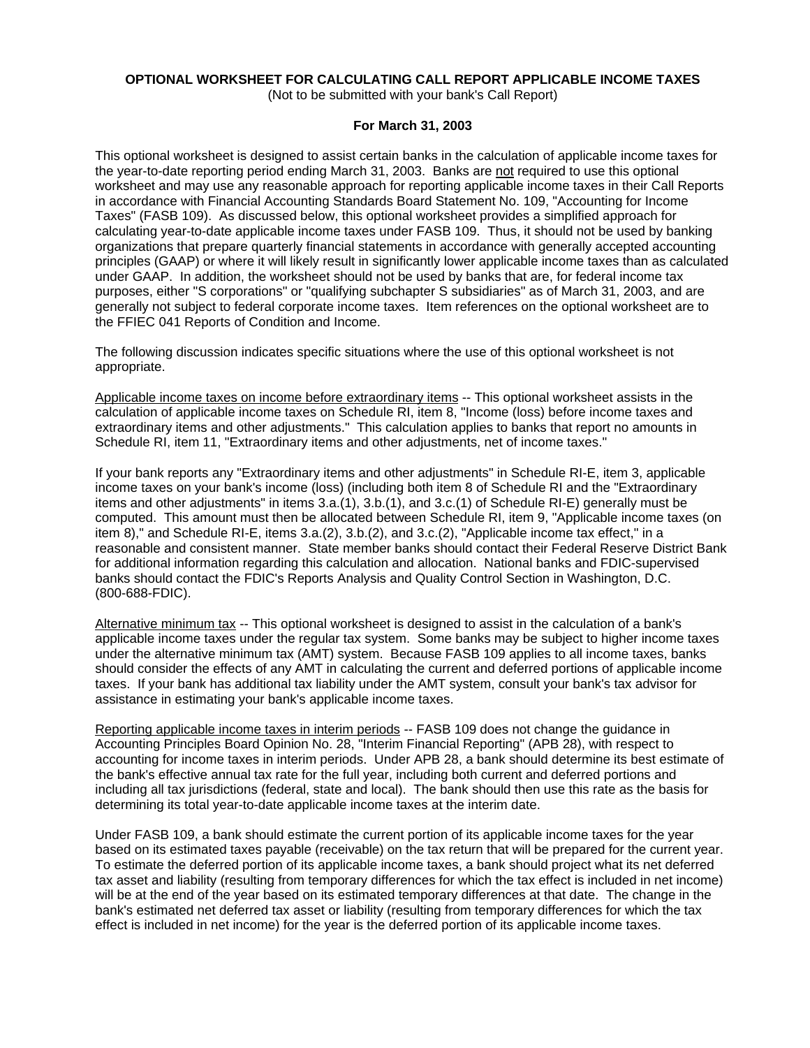**OPTIONAL WORKSHEET FOR CALCULATING CALL REPORT APPLICABLE INCOME TAXES**

(Not to be submitted with your bank's Call Report)

**For March 31, 2003**

This optional worksheet is designed to assist certain banks in the calculation of applicable income taxes for the year-to-date reporting period ending March 31, 2003. Banks are not required to use this optional worksheet and may use any reasonable approach for reporting applicable income taxes in their Call Reports in accordance with Financial Accounting Standards Board Statement No. 109, "Accounting for Income Taxes" (FASB 109). As discussed below, this optional worksheet provides a simplified approach for calculating year-to-date applicable income taxes under FASB 109. Thus, it should not be used by banking organizations that prepare quarterly financial statements in accordance with generally accepted accounting principles (GAAP) or where it will likely result in significantly lower applicable income taxes than as calculated under GAAP. In addition, the worksheet should not be used by banks that are, for federal income tax purposes, either "S corporations" or "qualifying subchapter S subsidiaries" as of March 31, 2003, and are generally not subject to federal corporate income taxes. Item references on the optional worksheet are to the FFIEC 041 Reports of Condition and Income.

The following discussion indicates specific situations where the use of this optional worksheet is not appropriate.

Applicable income taxes on income before extraordinary items -- This optional worksheet assists in the calculation of applicable income taxes on Schedule RI, item 8, "Income (loss) before income taxes and extraordinary items and other adjustments." This calculation applies to banks that report no amounts in Schedule RI, item 11, "Extraordinary items and other adjustments, net of income taxes."

If your bank reports any "Extraordinary items and other adjustments" in Schedule RI-E, item 3, applicable income taxes on your bank's income (loss) (including both item 8 of Schedule RI and the "Extraordinary items and other adjustments" in items 3.a.(1), 3.b.(1), and 3.c.(1) of Schedule RI-E) generally must be computed. This amount must then be allocated between Schedule RI, item 9, "Applicable income taxes (on item 8)," and Schedule RI-E, items 3.a.(2), 3.b.(2), and 3.c.(2), "Applicable income tax effect," in a reasonable and consistent manner. State member banks should contact their Federal Reserve District Bank for additional information regarding this calculation and allocation. National banks and FDIC-supervised banks should contact the FDIC's Reports Analysis and Quality Control Section in Washington, D.C. (800-688-FDIC).

Alternative minimum tax -- This optional worksheet is designed to assist in the calculation of a bank's applicable income taxes under the regular tax system. Some banks may be subject to higher income taxes under the alternative minimum tax (AMT) system. Because FASB 109 applies to all income taxes, banks should consider the effects of any AMT in calculating the current and deferred portions of applicable income taxes. If your bank has additional tax liability under the AMT system, consult your bank's tax advisor for assistance in estimating your bank's applicable income taxes.

Reporting applicable income taxes in interim periods -- FASB 109 does not change the guidance in Accounting Principles Board Opinion No. 28, "Interim Financial Reporting" (APB 28), with respect to accounting for income taxes in interim periods. Under APB 28, a bank should determine its best estimate of the bank's effective annual tax rate for the full year, including both current and deferred portions and including all tax jurisdictions (federal, state and local). The bank should then use this rate as the basis for determining its total year-to-date applicable income taxes at the interim date.

Under FASB 109, a bank should estimate the current portion of its applicable income taxes for the year based on its estimated taxes payable (receivable) on the tax return that will be prepared for the current year. To estimate the deferred portion of its applicable income taxes, a bank should project what its net deferred tax asset and liability (resulting from temporary differences for which the tax effect is included in net income) will be at the end of the year based on its estimated temporary differences at that date. The change in the bank's estimated net deferred tax asset or liability (resulting from temporary differences for which the tax effect is included in net income) for the year is the deferred portion of its applicable income taxes.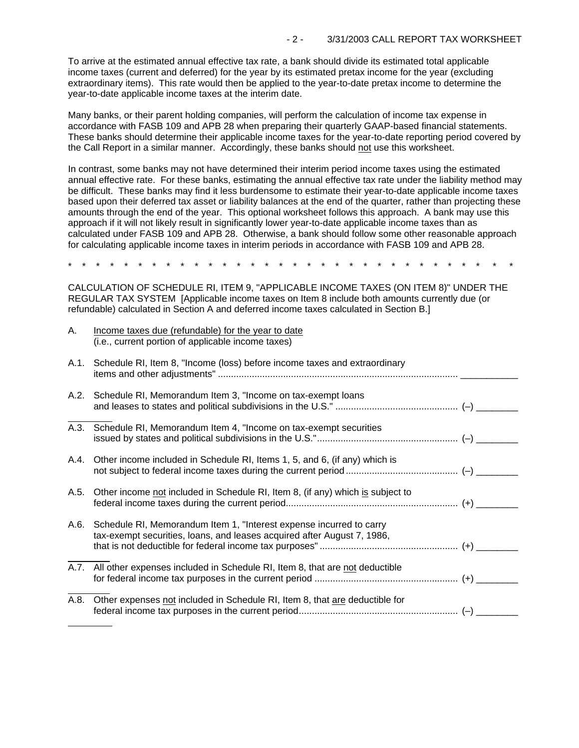To arrive at the estimated annual effective tax rate, a bank should divide its estimated total applicable income taxes (current and deferred) for the year by its estimated pretax income for the year (excluding extraordinary items). This rate would then be applied to the year-to-date pretax income to determine the year-to-date applicable income taxes at the interim date.

Many banks, or their parent holding companies, will perform the calculation of income tax expense in accordance with FASB 109 and APB 28 when preparing their quarterly GAAP-based financial statements. These banks should determine their applicable income taxes for the year-to-date reporting period covered by the Call Report in a similar manner. Accordingly, these banks should not use this worksheet.

In contrast, some banks may not have determined their interim period income taxes using the estimated annual effective rate. For these banks, estimating the annual effective tax rate under the liability method may be difficult. These banks may find it less burdensome to estimate their year-to-date applicable income taxes based upon their deferred tax asset or liability balances at the end of the quarter, rather than projecting these amounts through the end of the year. This optional worksheet follows this approach. A bank may use this approach if it will not likely result in significantly lower year-to-date applicable income taxes than as calculated under FASB 109 and APB 28. Otherwise, a bank should follow some other reasonable approach for calculating applicable income taxes in interim periods in accordance with FASB 109 and APB 28.

\* \* \* \* \* \* \* \* \* \* \* \* \* \* \* \* \* \* \* \* \* \* \* \* \* \* \* \* \* \* \* \* \* \* \* \* \*

CALCULATION OF SCHEDULE RI, ITEM 9, "APPLICABLE INCOME TAXES (ON ITEM 8)" UNDER THE REGULAR TAX SYSTEM [Applicable income taxes on Item 8 include both amounts currently due (or refundable) calculated in Section A and deferred income taxes calculated in Section B.]

A. Income taxes due (refundable) for the year to date
(i.e., current portion of applicable income taxes)

A.1. Schedule RI, Item 8, "Income (loss) before income taxes and extraordinary items and other adjustments" .......................................... ___________

A.2. Schedule RI, Memorandum Item 3, "Income on tax-exempt loans and leases to states and political subdivisions in the U.S." ............................ (–) ________

A.3. Schedule RI, Memorandum Item 4, "Income on tax-exempt securities issued by states and political subdivisions in the U.S." ............................ (–) ________

A.4. Other income included in Schedule RI, Items 1, 5, and 6, (if any) which is not subject to federal income taxes during the current period ............................ (–) ________

A.5. Other income not included in Schedule RI, Item 8, (if any) which is subject to federal income taxes during the current period ............................ (+) ________

A.6. Schedule RI, Memorandum Item 1, "Interest expense incurred to carry tax-exempt securities, loans, and leases acquired after August 7, 1986, that is not deductible for federal income tax purposes" ............................ (+) ________

A.7. All other expenses included in Schedule RI, Item 8, that are not deductible for federal income tax purposes in the current period ............................ (+) ________

A.8. Other expenses not included in Schedule RI, Item 8, that are deductible for federal income tax purposes in the current period ............................ (–) ________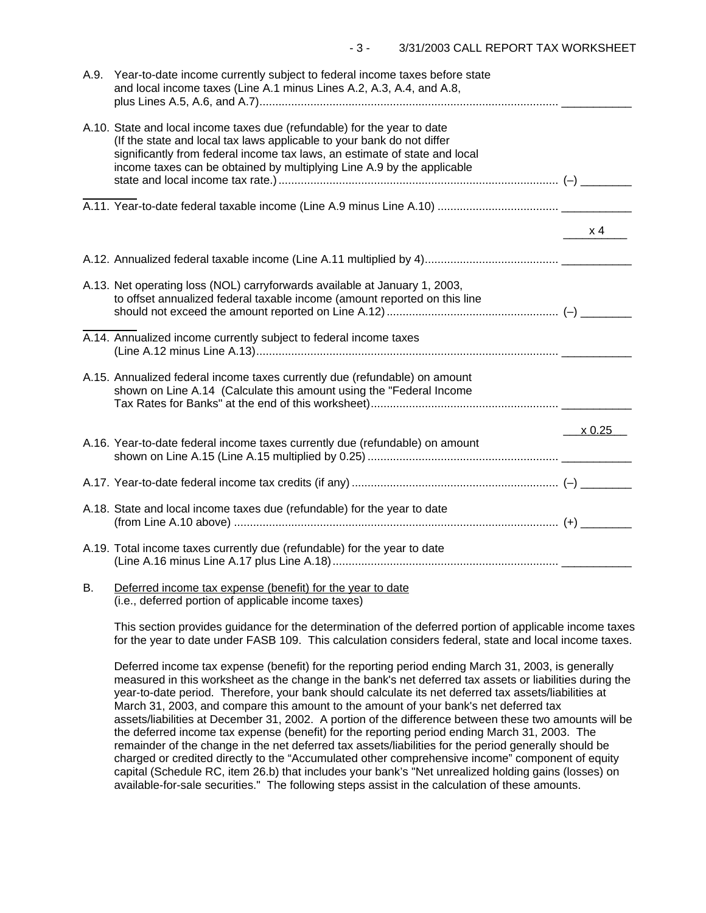A.9. Year-to-date income currently subject to federal income taxes before state and local income taxes (Line A.1 minus Lines A.2, A.3, A.4, and A.8, plus Lines A.5, A.6, and A.7).............................................................................................. ___________

A.10. State and local income taxes due (refundable) for the year to date (If the state and local tax laws applicable to your bank do not differ significantly from federal income tax laws, an estimate of state and local income taxes can be obtained by multiplying Line A.9 by the applicable state and local income tax rate.)........................................................................................ (–) ________

A.11. Year-to-date federal taxable income (Line A.9 minus Line A.10) ...................................... ___________

x 4

A.12. Annualized federal taxable income (Line A.11 multiplied by 4).......................................... ___________

A.13. Net operating loss (NOL) carryforwards available at January 1, 2003, to offset annualized federal taxable income (amount reported on this line should not exceed the amount reported on Line A.12)...................................................... (–) ________

A.14. Annualized income currently subject to federal income taxes (Line A.12 minus Line A.13)............................................................................................... ___________

A.15. Annualized federal income taxes currently due (refundable) on amount shown on Line A.14 (Calculate this amount using the "Federal Income Tax Rates for Banks" at the end of this worksheet)........................................................... ___________

x 0.25

A.16. Year-to-date federal income taxes currently due (refundable) on amount shown on Line A.15 (Line A.15 multiplied by 0.25)............................................................ ___________

A.17. Year-to-date federal income tax credits (if any)................................................................. (–) ________

A.18. State and local income taxes due (refundable) for the year to date (from Line A.10 above) ...................................................................................................... (+) ________

A.19. Total income taxes currently due (refundable) for the year to date (Line A.16 minus Line A.17 plus Line A.18)....................................................................... ___________

B. Deferred income tax expense (benefit) for the year to date (i.e., deferred portion of applicable income taxes)

This section provides guidance for the determination of the deferred portion of applicable income taxes for the year to date under FASB 109. This calculation considers federal, state and local income taxes.

Deferred income tax expense (benefit) for the reporting period ending March 31, 2003, is generally measured in this worksheet as the change in the bank's net deferred tax assets or liabilities during the year-to-date period. Therefore, your bank should calculate its net deferred tax assets/liabilities at March 31, 2003, and compare this amount to the amount of your bank's net deferred tax assets/liabilities at December 31, 2002. A portion of the difference between these two amounts will be the deferred income tax expense (benefit) for the reporting period ending March 31, 2003. The remainder of the change in the net deferred tax assets/liabilities for the period generally should be charged or credited directly to the "Accumulated other comprehensive income" component of equity capital (Schedule RC, item 26.b) that includes your bank's "Net unrealized holding gains (losses) on available-for-sale securities." The following steps assist in the calculation of these amounts.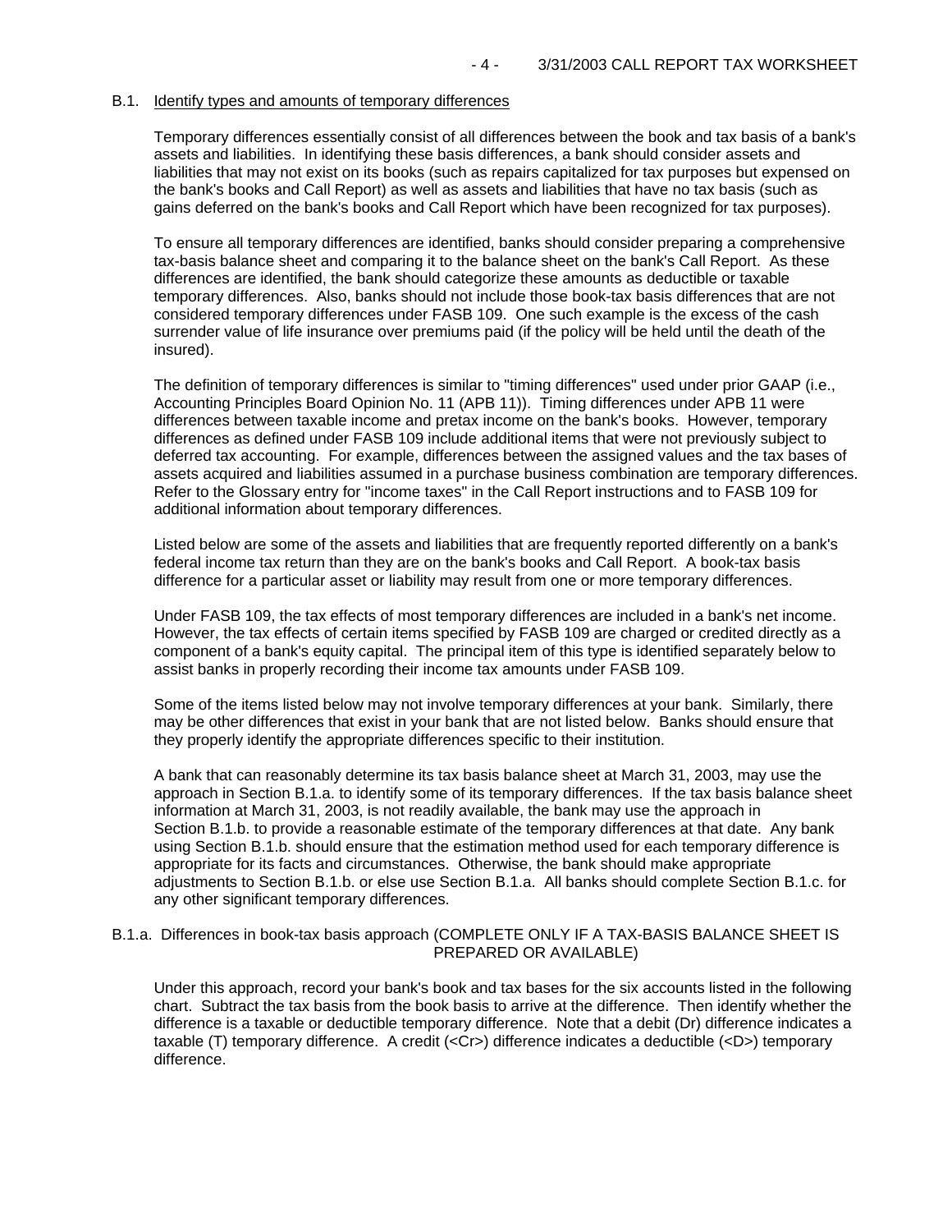## B.1. Identify types and amounts of temporary differences

Temporary differences essentially consist of all differences between the book and tax basis of a bank's assets and liabilities. In identifying these basis differences, a bank should consider assets and liabilities that may not exist on its books (such as repairs capitalized for tax purposes but expensed on the bank's books and Call Report) as well as assets and liabilities that have no tax basis (such as gains deferred on the bank's books and Call Report which have been recognized for tax purposes).

To ensure all temporary differences are identified, banks should consider preparing a comprehensive tax-basis balance sheet and comparing it to the balance sheet on the bank's Call Report. As these differences are identified, the bank should categorize these amounts as deductible or taxable temporary differences. Also, banks should not include those book-tax basis differences that are not considered temporary differences under FASB 109. One such example is the excess of the cash surrender value of life insurance over premiums paid (if the policy will be held until the death of the insured).

The definition of temporary differences is similar to "timing differences" used under prior GAAP (i.e., Accounting Principles Board Opinion No. 11 (APB 11)). Timing differences under APB 11 were differences between taxable income and pretax income on the bank's books. However, temporary differences as defined under FASB 109 include additional items that were not previously subject to deferred tax accounting. For example, differences between the assigned values and the tax bases of assets acquired and liabilities assumed in a purchase business combination are temporary differences. Refer to the Glossary entry for "income taxes" in the Call Report instructions and to FASB 109 for additional information about temporary differences.

Listed below are some of the assets and liabilities that are frequently reported differently on a bank's federal income tax return than they are on the bank's books and Call Report. A book-tax basis difference for a particular asset or liability may result from one or more temporary differences.

Under FASB 109, the tax effects of most temporary differences are included in a bank's net income. However, the tax effects of certain items specified by FASB 109 are charged or credited directly as a component of a bank's equity capital. The principal item of this type is identified separately below to assist banks in properly recording their income tax amounts under FASB 109.

Some of the items listed below may not involve temporary differences at your bank. Similarly, there may be other differences that exist in your bank that are not listed below. Banks should ensure that they properly identify the appropriate differences specific to their institution.

A bank that can reasonably determine its tax basis balance sheet at March 31, 2003, may use the approach in Section B.1.a. to identify some of its temporary differences. If the tax basis balance sheet information at March 31, 2003, is not readily available, the bank may use the approach in Section B.1.b. to provide a reasonable estimate of the temporary differences at that date. Any bank using Section B.1.b. should ensure that the estimation method used for each temporary difference is appropriate for its facts and circumstances. Otherwise, the bank should make appropriate adjustments to Section B.1.b. or else use Section B.1.a. All banks should complete Section B.1.c. for any other significant temporary differences.

### B.1.a. Differences in book-tax basis approach (COMPLETE ONLY IF A TAX-BASIS BALANCE SHEET IS PREPARED OR AVAILABLE)

Under this approach, record your bank's book and tax bases for the six accounts listed in the following chart. Subtract the tax basis from the book basis to arrive at the difference. Then identify whether the difference is a taxable or deductible temporary difference. Note that a debit (Dr) difference indicates a taxable (T) temporary difference. A credit (<Cr>) difference indicates a deductible (<D>) temporary difference.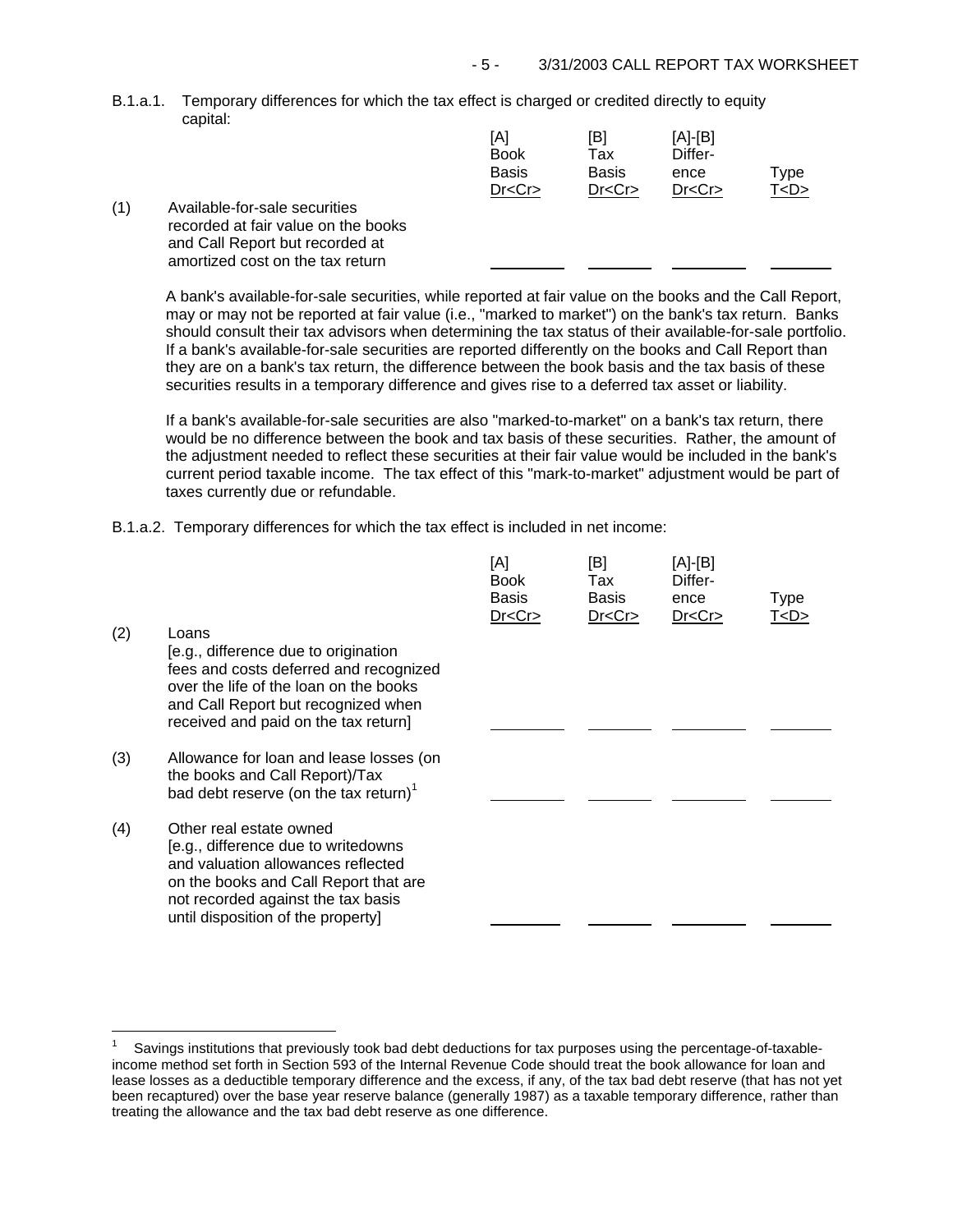B.1.a.1. Temporary differences for which the tax effect is charged or credited directly to equity capital:

| | | [A] Book Basis Dr<Cr> | [B] Tax Basis Dr<Cr> | [A]-[B] Difference Dr<Cr> | Type T<D> |
|---|---|---|---|---|---|
| (1) | Available-for-sale securities recorded at fair value on the books and Call Report but recorded at amortized cost on the tax return | ________ | ________ | ________ | ________ |

A bank's available-for-sale securities, while reported at fair value on the books and the Call Report, may or may not be reported at fair value (i.e., "marked to market") on the bank's tax return. Banks should consult their tax advisors when determining the tax status of their available-for-sale portfolio. If a bank's available-for-sale securities are reported differently on the books and Call Report than they are on a bank's tax return, the difference between the book basis and the tax basis of these securities results in a temporary difference and gives rise to a deferred tax asset or liability.

If a bank's available-for-sale securities are also "marked-to-market" on a bank's tax return, there would be no difference between the book and tax basis of these securities. Rather, the amount of the adjustment needed to reflect these securities at their fair value would be included in the bank's current period taxable income. The tax effect of this "mark-to-market" adjustment would be part of taxes currently due or refundable.

B.1.a.2. Temporary differences for which the tax effect is included in net income:

| | | [A] Book Basis Dr<Cr> | [B] Tax Basis Dr<Cr> | [A]-[B] Difference Dr<Cr> | Type T<D> |
|---|---|---|---|---|---|
| (2) | Loans [e.g., difference due to origination fees and costs deferred and recognized over the life of the loan on the books and Call Report but recognized when received and paid on the tax return] | ________ | ________ | ________ | ________ |
| (3) | Allowance for loan and lease losses (on the books and Call Report)/Tax bad debt reserve (on the tax return)[1] | ________ | ________ | ________ | ________ |
| (4) | Other real estate owned [e.g., difference due to writedowns and valuation allowances reflected on the books and Call Report that are not recorded against the tax basis until disposition of the property] | ________ | ________ | ________ | ________ |

[1] Savings institutions that previously took bad debt deductions for tax purposes using the percentage-of-taxable-income method set forth in Section 593 of the Internal Revenue Code should treat the book allowance for loan and lease losses as a deductible temporary difference and the excess, if any, of the tax bad debt reserve (that has not yet been recaptured) over the base year reserve balance (generally 1987) as a taxable temporary difference, rather than treating the allowance and the tax bad debt reserve as one difference.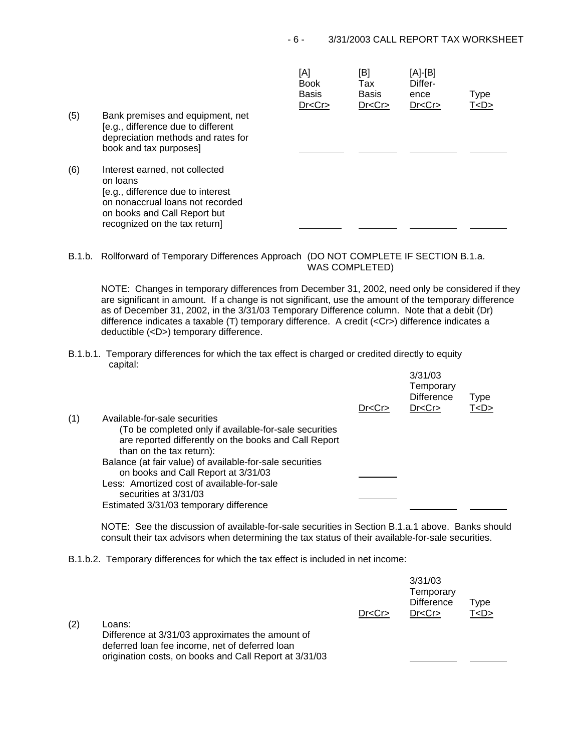| | | [A] Book Basis Dr<Cr> | [B] Tax Basis Dr<Cr> | [A]-[B] Difference Dr<Cr> | Type T<D> |
|---|---|---|---|---|---|
| (5) | Bank premises and equipment, net [e.g., difference due to different depreciation methods and rates for book and tax purposes] | | | | |
| (6) | Interest earned, not collected on loans [e.g., difference due to interest on nonaccrual loans not recorded on books and Call Report but recognized on the tax return] | | | | |

B.1.b. Rollforward of Temporary Differences Approach (DO NOT COMPLETE IF SECTION B.1.a. WAS COMPLETED)

NOTE: Changes in temporary differences from December 31, 2002, need only be considered if they are significant in amount. If a change is not significant, use the amount of the temporary difference as of December 31, 2002, in the 3/31/03 Temporary Difference column. Note that a debit (Dr) difference indicates a taxable (T) temporary difference. A credit (<Cr>) difference indicates a deductible (<D>) temporary difference.

B.1.b.1. Temporary differences for which the tax effect is charged or credited directly to equity capital:

| | | Dr<Cr> | 3/31/03 Temporary Difference Dr<Cr> | Type T<D> |
|---|---|---|---|---|
| (1) | Available-for-sale securities (To be completed only if available-for-sale securities are reported differently on the books and Call Report than on the tax return): | | | |
| | Balance (at fair value) of available-for-sale securities on books and Call Report at 3/31/03 | | | |
| | Less: Amortized cost of available-for-sale securities at 3/31/03 | | | |
| | Estimated 3/31/03 temporary difference | | | |

NOTE: See the discussion of available-for-sale securities in Section B.1.a.1 above. Banks should consult their tax advisors when determining the tax status of their available-for-sale securities.

B.1.b.2. Temporary differences for which the tax effect is included in net income:

| | | Dr<Cr> | 3/31/03 Temporary Difference Dr<Cr> | Type T<D> |
|---|---|---|---|---|
| (2) | Loans: Difference at 3/31/03 approximates the amount of deferred loan fee income, net of deferred loan origination costs, on books and Call Report at 3/31/03 | | | |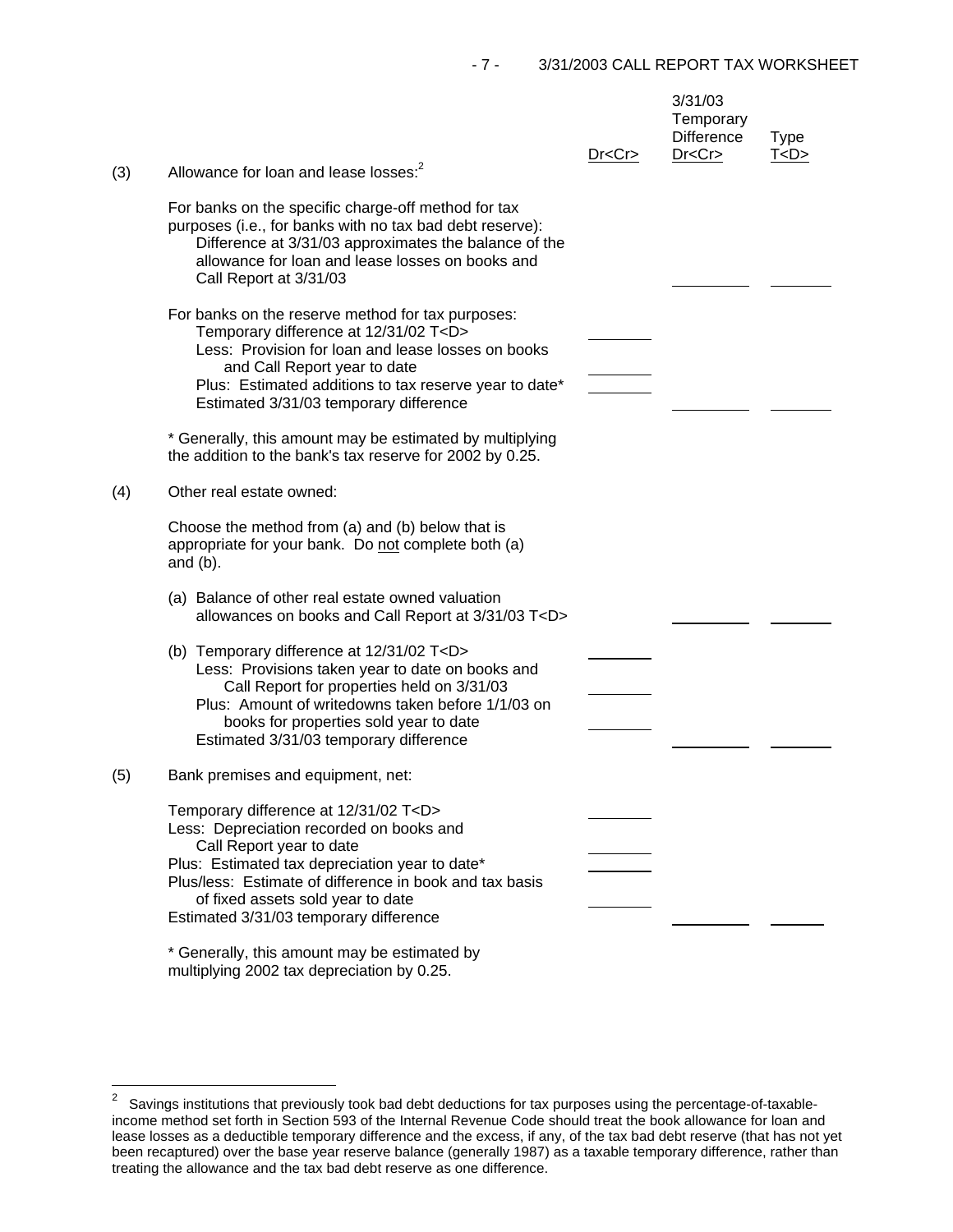| | | Dr<Cr> | 3/31/03 Temporary Difference Dr<Cr> | Type T<D> |
|---|---|---|---|---|
| (3) | Allowance for loan and lease losses:[2] | | | |
| | For banks on the specific charge-off method for tax purposes (i.e., for banks with no tax bad debt reserve): Difference at 3/31/03 approximates the balance of the allowance for loan and lease losses on books and Call Report at 3/31/03 | | ________ | ________ |
| | For banks on the reserve method for tax purposes: | | | |
| | Temporary difference at 12/31/02 T<D> | ________ | | |
| | Less: Provision for loan and lease losses on books and Call Report year to date | ________ | | |
| | Plus: Estimated additions to tax reserve year to date* | ________ | | |
| | Estimated 3/31/03 temporary difference | | ________ | ________ |
| | * Generally, this amount may be estimated by multiplying the addition to the bank's tax reserve for 2002 by 0.25. | | | |
| (4) | Other real estate owned: | | | |
| | Choose the method from (a) and (b) below that is appropriate for your bank. Do <u>not</u> complete both (a) and (b). | | | |
| | (a) Balance of other real estate owned valuation allowances on books and Call Report at 3/31/03 T<D> | | ________ | ________ |
| | (b) Temporary difference at 12/31/02 T<D> | ________ | | |
| | Less: Provisions taken year to date on books and Call Report for properties held on 3/31/03 | ________ | | |
| | Plus: Amount of writedowns taken before 1/1/03 on books for properties sold year to date | ________ | | |
| | Estimated 3/31/03 temporary difference | | ________ | ________ |
| (5) | Bank premises and equipment, net: | | | |
| | Temporary difference at 12/31/02 T<D> | ________ | | |
| | Less: Depreciation recorded on books and Call Report year to date | ________ | | |
| | Plus: Estimated tax depreciation year to date* | ________ | | |
| | Plus/less: Estimate of difference in book and tax basis of fixed assets sold year to date | ________ | | |
| | Estimated 3/31/03 temporary difference | | ________ | ________ |
| | * Generally, this amount may be estimated by multiplying 2002 tax depreciation by 0.25. | | | |

[2] Savings institutions that previously took bad debt deductions for tax purposes using the percentage-of-taxable-income method set forth in Section 593 of the Internal Revenue Code should treat the book allowance for loan and lease losses as a deductible temporary difference and the excess, if any, of the tax bad debt reserve (that has not yet been recaptured) over the base year reserve balance (generally 1987) as a taxable temporary difference, rather than treating the allowance and the tax bad debt reserve as one difference.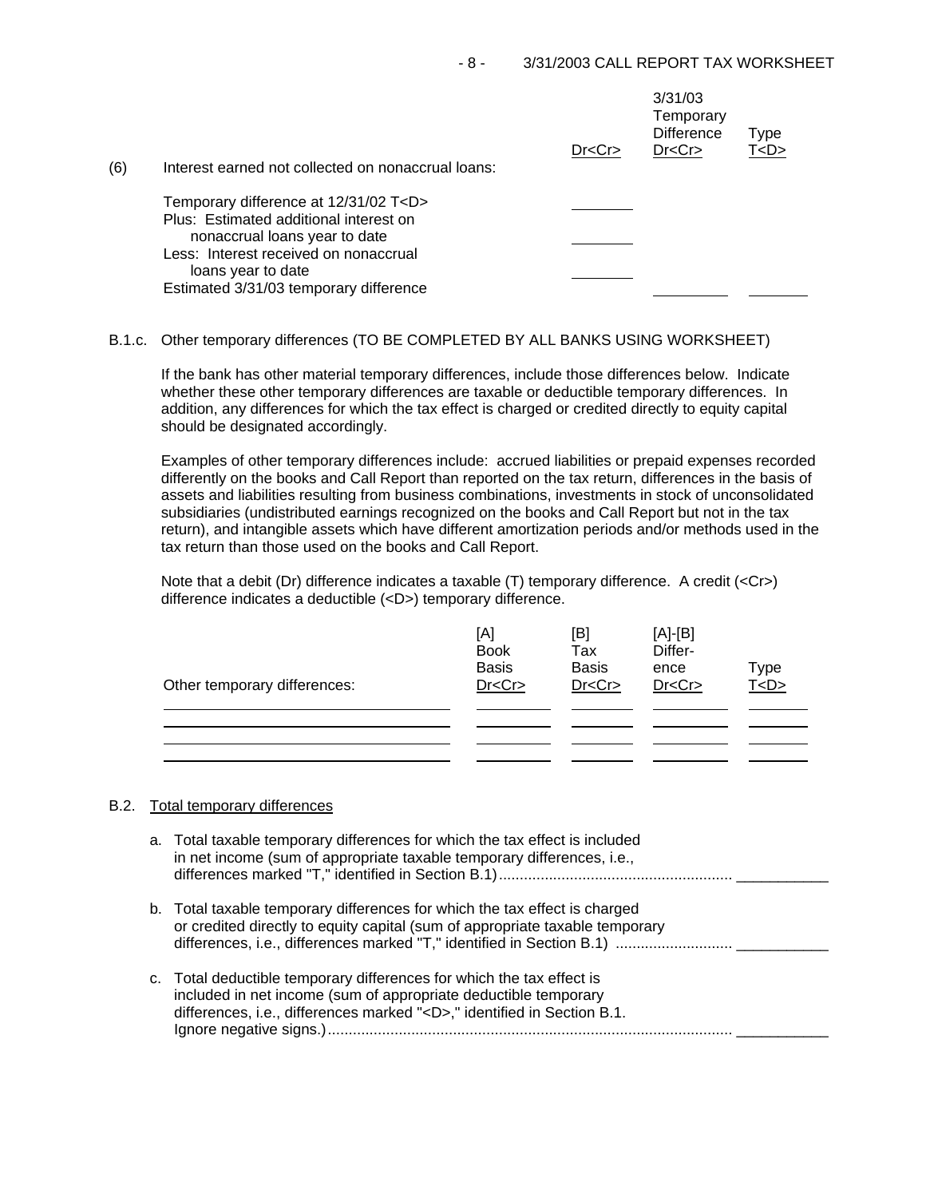| (6) Interest earned not collected on nonaccrual loans: | Dr<Cr> | 3/31/03 Temporary Difference Dr<Cr> | Type T<D> |
|---|---|---|---|
| Temporary difference at 12/31/02 T<D> | ________ | | |
| Plus: Estimated additional interest on nonaccrual loans year to date | ________ | | |
| Less: Interest received on nonaccrual loans year to date | ________ | | |
| Estimated 3/31/03 temporary difference | | ________ | ________ |

B.1.c. Other temporary differences (TO BE COMPLETED BY ALL BANKS USING WORKSHEET)

If the bank has other material temporary differences, include those differences below. Indicate whether these other temporary differences are taxable or deductible temporary differences. In addition, any differences for which the tax effect is charged or credited directly to equity capital should be designated accordingly.

Examples of other temporary differences include: accrued liabilities or prepaid expenses recorded differently on the books and Call Report than reported on the tax return, differences in the basis of assets and liabilities resulting from business combinations, investments in stock of unconsolidated subsidiaries (undistributed earnings recognized on the books and Call Report but not in the tax return), and intangible assets which have different amortization periods and/or methods used in the tax return than those used on the books and Call Report.

Note that a debit (Dr) difference indicates a taxable (T) temporary difference. A credit (<Cr>) difference indicates a deductible (<D>) temporary difference.

| Other temporary differences: | [A] Book Basis Dr<Cr> | [B] Tax Basis Dr<Cr> | [A]-[B] Difference Dr<Cr> | Type T<D> |
|---|---|---|---|---|
| ________ | ________ | ________ | ________ | ________ |
| ________ | ________ | ________ | ________ | ________ |
| ________ | ________ | ________ | ________ | ________ |
| ________ | ________ | ________ | ________ | ________ |

B.2. Total temporary differences

a. Total taxable temporary differences for which the tax effect is included in net income (sum of appropriate taxable temporary differences, i.e., differences marked "T," identified in Section B.1) ........................................................ ___________

b. Total taxable temporary differences for which the tax effect is charged or credited directly to equity capital (sum of appropriate taxable temporary differences, i.e., differences marked "T," identified in Section B.1) ............................ ___________

c. Total deductible temporary differences for which the tax effect is included in net income (sum of appropriate deductible temporary differences, i.e., differences marked "<D>," identified in Section B.1. Ignore negative signs.) ................................................................................................ ___________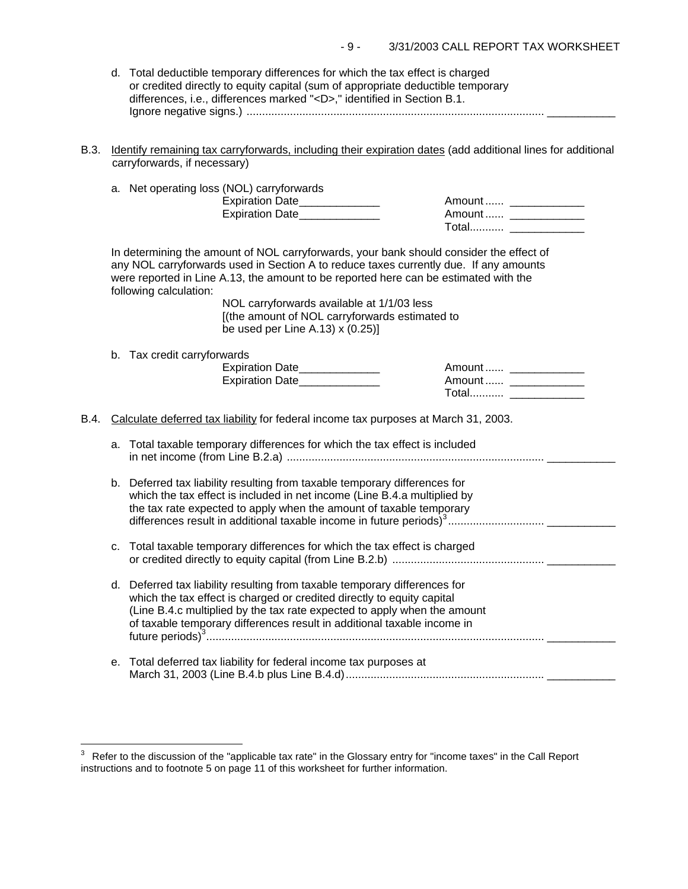d. Total deductible temporary differences for which the tax effect is charged or credited directly to equity capital (sum of appropriate deductible temporary differences, i.e., differences marked "<D>," identified in Section B.1. Ignore negative signs.) ................................................................................................ ___________

B.3. Identify remaining tax carryforwards, including their expiration dates (add additional lines for additional carryforwards, if necessary)

a. Net operating loss (NOL) carryforwards

| | |
|---|---|
| Expiration Date_____________ | Amount ...... ____________ |
| Expiration Date_____________ | Amount ...... ____________ |
| | Total........... ____________ |

In determining the amount of NOL carryforwards, your bank should consider the effect of any NOL carryforwards used in Section A to reduce taxes currently due. If any amounts were reported in Line A.13, the amount to be reported here can be estimated with the following calculation:

NOL carryforwards available at 1/1/03 less [(the amount of NOL carryforwards estimated to be used per Line A.13) x (0.25)]

b. Tax credit carryforwards

| | |
|---|---|
| Expiration Date_____________ | Amount ...... ____________ |
| Expiration Date_____________ | Amount ...... ____________ |
| | Total........... ____________ |

B.4. Calculate deferred tax liability for federal income tax purposes at March 31, 2003.

a. Total taxable temporary differences for which the tax effect is included in net income (from Line B.2.a) .................................................................................. ___________

b. Deferred tax liability resulting from taxable temporary differences for which the tax effect is included in net income (Line B.4.a multiplied by the tax rate expected to apply when the amount of taxable temporary differences result in additional taxable income in future periods)[3] .............................. ___________

c. Total taxable temporary differences for which the tax effect is charged or credited directly to equity capital (from Line B.2.b) ................................................ ___________

d. Deferred tax liability resulting from taxable temporary differences for which the tax effect is charged or credited directly to equity capital (Line B.4.c multiplied by the tax rate expected to apply when the amount of taxable temporary differences result in additional taxable income in future periods)[3]............................................................................................................ ___________

e. Total deferred tax liability for federal income tax purposes at March 31, 2003 (Line B.4.b plus Line B.4.d)................................................................ ___________

---

[3] Refer to the discussion of the "applicable tax rate" in the Glossary entry for "income taxes" in the Call Report instructions and to footnote 5 on page 11 of this worksheet for further information.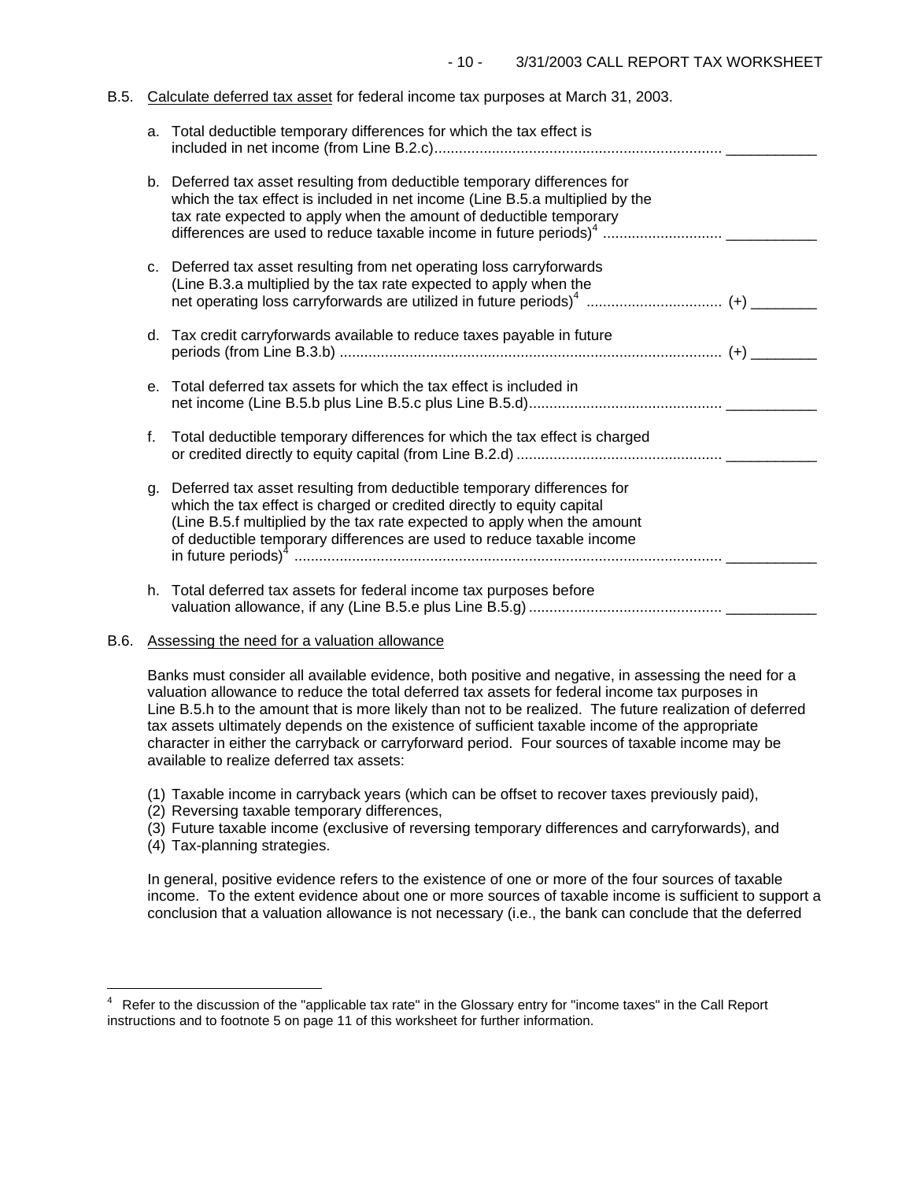B.5. Calculate deferred tax asset for federal income tax purposes at March 31, 2003.

a. Total deductible temporary differences for which the tax effect is included in net income (from Line B.2.c) ..................................................................... ___________

b. Deferred tax asset resulting from deductible temporary differences for which the tax effect is included in net income (Line B.5.a multiplied by the tax rate expected to apply when the amount of deductible temporary differences are used to reduce taxable income in future periods)[4] ............................ ___________

c. Deferred tax asset resulting from net operating loss carryforwards (Line B.3.a multiplied by the tax rate expected to apply when the net operating loss carryforwards are utilized in future periods)[4] ................................ (+) ________

d. Tax credit carryforwards available to reduce taxes payable in future periods (from Line B.3.b) ............................................................................................ (+) ________

e. Total deferred tax assets for which the tax effect is included in net income (Line B.5.b plus Line B.5.c plus Line B.5.d) .............................................. ___________

f. Total deductible temporary differences for which the tax effect is charged or credited directly to equity capital (from Line B.2.d) ................................................. ___________

g. Deferred tax asset resulting from deductible temporary differences for which the tax effect is charged or credited directly to equity capital (Line B.5.f multiplied by the tax rate expected to apply when the amount of deductible temporary differences are used to reduce taxable income in future periods)[4] ....................................................................................................... ___________

h. Total deferred tax assets for federal income tax purposes before valuation allowance, if any (Line B.5.e plus Line B.5.g) .............................................. ___________

B.6. Assessing the need for a valuation allowance

Banks must consider all available evidence, both positive and negative, in assessing the need for a valuation allowance to reduce the total deferred tax assets for federal income tax purposes in Line B.5.h to the amount that is more likely than not to be realized. The future realization of deferred tax assets ultimately depends on the existence of sufficient taxable income of the appropriate character in either the carryback or carryforward period. Four sources of taxable income may be available to realize deferred tax assets:

(1) Taxable income in carryback years (which can be offset to recover taxes previously paid),
(2) Reversing taxable temporary differences,
(3) Future taxable income (exclusive of reversing temporary differences and carryforwards), and
(4) Tax-planning strategies.

In general, positive evidence refers to the existence of one or more of the four sources of taxable income. To the extent evidence about one or more sources of taxable income is sufficient to support a conclusion that a valuation allowance is not necessary (i.e., the bank can conclude that the deferred

---

[4] Refer to the discussion of the "applicable tax rate" in the Glossary entry for "income taxes" in the Call Report instructions and to footnote 5 on page 11 of this worksheet for further information.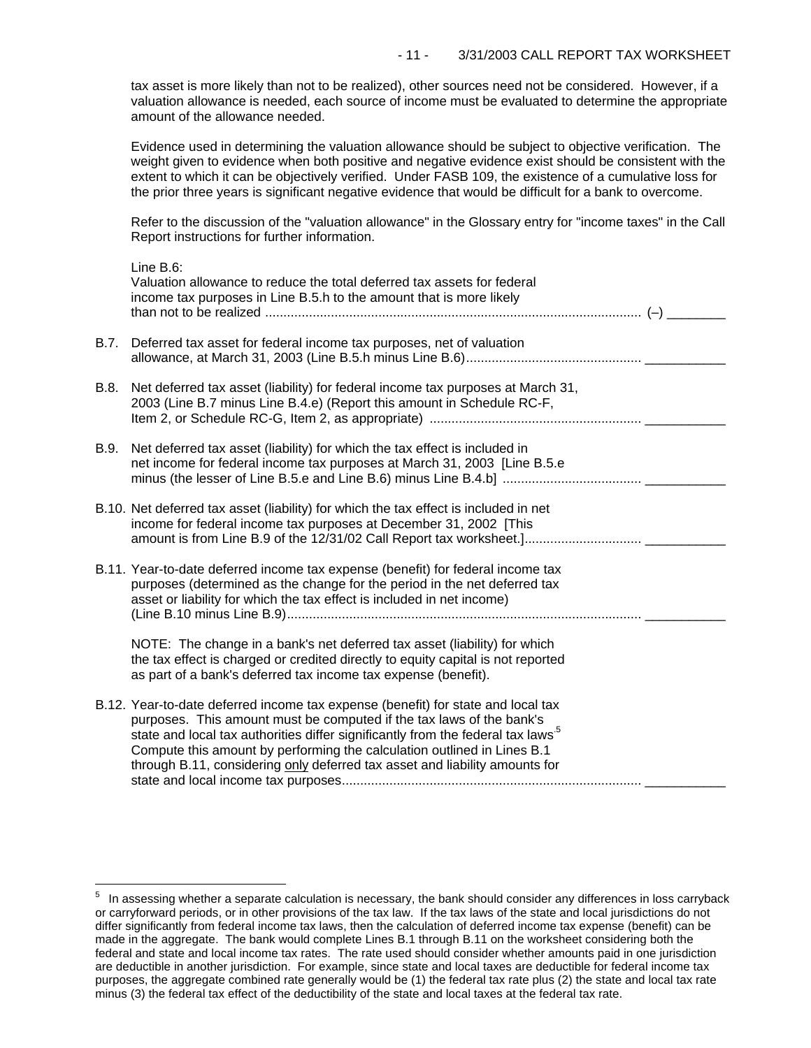tax asset is more likely than not to be realized), other sources need not be considered. However, if a valuation allowance is needed, each source of income must be evaluated to determine the appropriate amount of the allowance needed.

Evidence used in determining the valuation allowance should be subject to objective verification. The weight given to evidence when both positive and negative evidence exist should be consistent with the extent to which it can be objectively verified. Under FASB 109, the existence of a cumulative loss for the prior three years is significant negative evidence that would be difficult for a bank to overcome.

Refer to the discussion of the "valuation allowance" in the Glossary entry for "income taxes" in the Call Report instructions for further information.

Line B.6:
Valuation allowance to reduce the total deferred tax assets for federal income tax purposes in Line B.5.h to the amount that is more likely than not to be realized ........................................................................................ (–) ________

B.7. Deferred tax asset for federal income tax purposes, net of valuation allowance, at March 31, 2003 (Line B.5.h minus Line B.6)................................................ ___________

B.8. Net deferred tax asset (liability) for federal income tax purposes at March 31, 2003 (Line B.7 minus Line B.4.e) (Report this amount in Schedule RC-F, Item 2, or Schedule RC-G, Item 2, as appropriate) .......................................................... ___________

B.9. Net deferred tax asset (liability) for which the tax effect is included in net income for federal income tax purposes at March 31, 2003 [Line B.5.e minus (the lesser of Line B.5.e and Line B.6) minus Line B.4.b] ...................................... ___________

B.10. Net deferred tax asset (liability) for which the tax effect is included in net income for federal income tax purposes at December 31, 2002 [This amount is from Line B.9 of the 12/31/02 Call Report tax worksheet.]................................ ___________

B.11. Year-to-date deferred income tax expense (benefit) for federal income tax purposes (determined as the change for the period in the net deferred tax asset or liability for which the tax effect is included in net income) (Line B.10 minus Line B.9)................................................................................................. ___________

NOTE: The change in a bank's net deferred tax asset (liability) for which the tax effect is charged or credited directly to equity capital is not reported as part of a bank's deferred tax income tax expense (benefit).

B.12. Year-to-date deferred income tax expense (benefit) for state and local tax purposes. This amount must be computed if the tax laws of the bank's state and local tax authorities differ significantly from the federal tax laws.[5] Compute this amount by performing the calculation outlined in Lines B.1 through B.11, considering only deferred tax asset and liability amounts for state and local income tax purposes................................................................................. ___________

---

[5] In assessing whether a separate calculation is necessary, the bank should consider any differences in loss carryback or carryforward periods, or in other provisions of the tax law. If the tax laws of the state and local jurisdictions do not differ significantly from federal income tax laws, then the calculation of deferred income tax expense (benefit) can be made in the aggregate. The bank would complete Lines B.1 through B.11 on the worksheet considering both the federal and state and local income tax rates. The rate used should consider whether amounts paid in one jurisdiction are deductible in another jurisdiction. For example, since state and local taxes are deductible for federal income tax purposes, the aggregate combined rate generally would be (1) the federal tax rate plus (2) the state and local tax rate minus (3) the federal tax effect of the deductibility of the state and local taxes at the federal tax rate.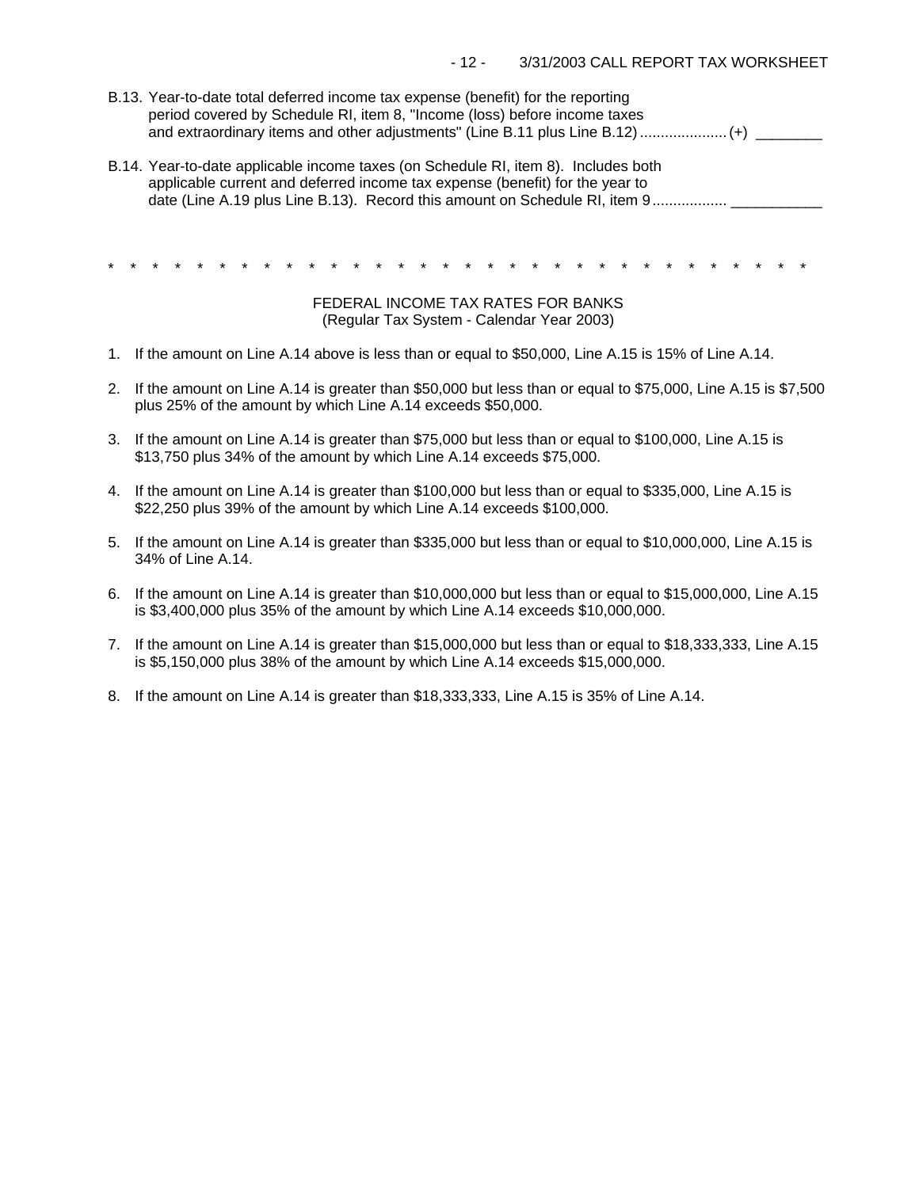B.13. Year-to-date total deferred income tax expense (benefit) for the reporting period covered by Schedule RI, item 8, "Income (loss) before income taxes and extraordinary items and other adjustments" (Line B.11 plus Line B.12) .................... (+) ________

B.14. Year-to-date applicable income taxes (on Schedule RI, item 8). Includes both applicable current and deferred income tax expense (benefit) for the year to date (Line A.19 plus Line B.13). Record this amount on Schedule RI, item 9 ................. ___________

\* \* \* \* \* \* \* \* \* \* \* \* \* \* \* \* \* \* \* \* \* \* \* \* \* \* \* \* \* \* \* \* \* \* \*

## FEDERAL INCOME TAX RATES FOR BANKS
(Regular Tax System - Calendar Year 2003)

1. If the amount on Line A.14 above is less than or equal to $50,000, Line A.15 is 15% of Line A.14.

2. If the amount on Line A.14 is greater than $50,000 but less than or equal to $75,000, Line A.15 is $7,500 plus 25% of the amount by which Line A.14 exceeds $50,000.

3. If the amount on Line A.14 is greater than $75,000 but less than or equal to $100,000, Line A.15 is $13,750 plus 34% of the amount by which Line A.14 exceeds $75,000.

4. If the amount on Line A.14 is greater than $100,000 but less than or equal to $335,000, Line A.15 is $22,250 plus 39% of the amount by which Line A.14 exceeds $100,000.

5. If the amount on Line A.14 is greater than $335,000 but less than or equal to $10,000,000, Line A.15 is 34% of Line A.14.

6. If the amount on Line A.14 is greater than $10,000,000 but less than or equal to $15,000,000, Line A.15 is $3,400,000 plus 35% of the amount by which Line A.14 exceeds $10,000,000.

7. If the amount on Line A.14 is greater than $15,000,000 but less than or equal to $18,333,333, Line A.15 is $5,150,000 plus 38% of the amount by which Line A.14 exceeds $15,000,000.

8. If the amount on Line A.14 is greater than $18,333,333, Line A.15 is 35% of Line A.14.